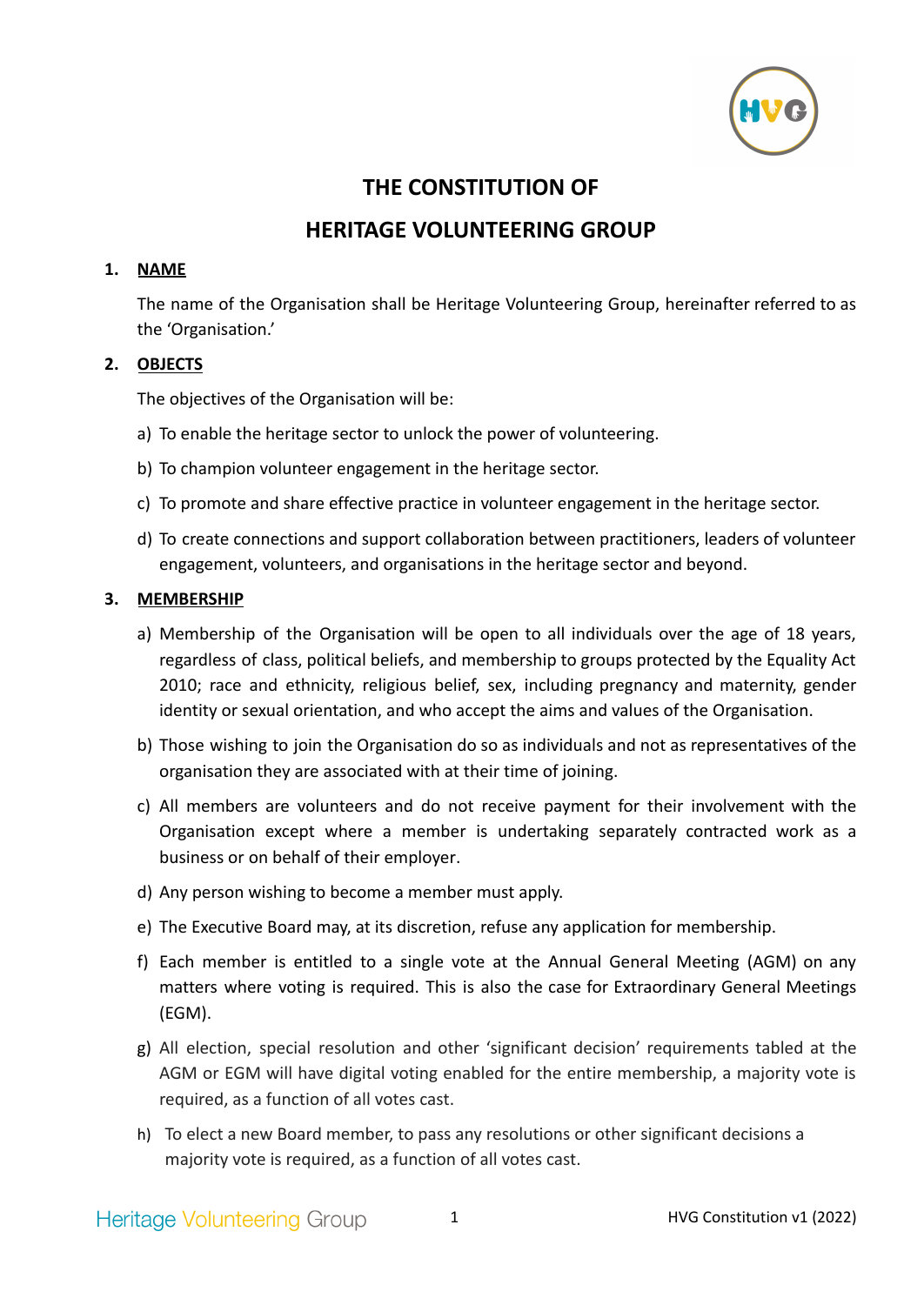# THE CONSTITUTION OF

# HERITAGE VOLUNTEERING GROUP

## 1. NAME

The name of the Organisation shall be Heritage Volunteering Group, hereinafter referred to as the 'Organisation.'

## 2. OBJECTS

The objectives of the Organisation will be:

a) To enable the heritage sector to unlock the power of volunteering.

b) To champion volunteer engagement in the heritage sector.

c) To promote and share effective practice in volunteer engagement in the heritage sector.

d) To create connections and support collaboration between practitioners, leaders of volunteer engagement, volunteers, and organisations in the heritage sector and beyond.

## 3. MEMBERSHIP

a) Membership of the Organisation will be open to all individuals over the age of 18 years, regardless of class, political beliefs, and membership to groups protected by the Equality Act 2010; race and ethnicity, religious belief, sex, including pregnancy and maternity, gender identity or sexual orientation, and who accept the aims and values of the Organisation.

b) Those wishing to join the Organisation do so as individuals and not as representatives of the organisation they are associated with at their time of joining.

c) All members are volunteers and do not receive payment for their involvement with the Organisation except where a member is undertaking separately contracted work as a business or on behalf of their employer.

d) Any person wishing to become a member must apply.

e) The Executive Board may, at its discretion, refuse any application for membership.

f) Each member is entitled to a single vote at the Annual General Meeting (AGM) on any matters where voting is required. This is also the case for Extraordinary General Meetings (EGM).

g) All election, special resolution and other 'significant decision' requirements tabled at the AGM or EGM will have digital voting enabled for the entire membership, a majority vote is required, as a function of all votes cast.

h) To elect a new Board member, to pass any resolutions or other significant decisions a majority vote is required, as a function of all votes cast.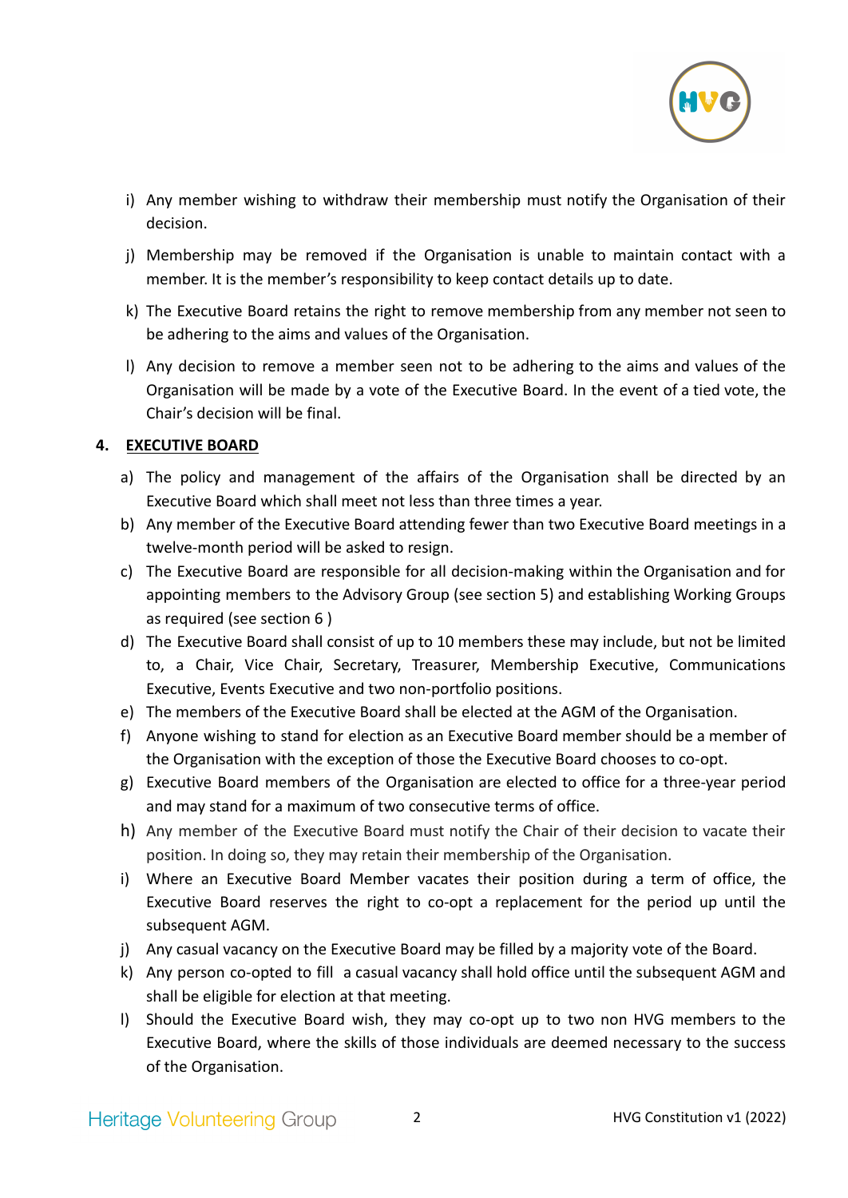i) Any member wishing to withdraw their membership must notify the Organisation of their decision.

j) Membership may be removed if the Organisation is unable to maintain contact with a member. It is the member's responsibility to keep contact details up to date.

k) The Executive Board retains the right to remove membership from any member not seen to be adhering to the aims and values of the Organisation.

l) Any decision to remove a member seen not to be adhering to the aims and values of the Organisation will be made by a vote of the Executive Board. In the event of a tied vote, the Chair's decision will be final.

## 4. EXECUTIVE BOARD

a) The policy and management of the affairs of the Organisation shall be directed by an Executive Board which shall meet not less than three times a year.

b) Any member of the Executive Board attending fewer than two Executive Board meetings in a twelve-month period will be asked to resign.

c) The Executive Board are responsible for all decision-making within the Organisation and for appointing members to the Advisory Group (see section 5) and establishing Working Groups as required (see section 6 )

d) The Executive Board shall consist of up to 10 members these may include, but not be limited to, a Chair, Vice Chair, Secretary, Treasurer, Membership Executive, Communications Executive, Events Executive and two non-portfolio positions.

e) The members of the Executive Board shall be elected at the AGM of the Organisation.

f) Anyone wishing to stand for election as an Executive Board member should be a member of the Organisation with the exception of those the Executive Board chooses to co-opt.

g) Executive Board members of the Organisation are elected to office for a three-year period and may stand for a maximum of two consecutive terms of office.

h) Any member of the Executive Board must notify the Chair of their decision to vacate their position. In doing so, they may retain their membership of the Organisation.

i) Where an Executive Board Member vacates their position during a term of office, the Executive Board reserves the right to co-opt a replacement for the period up until the subsequent AGM.

j) Any casual vacancy on the Executive Board may be filled by a majority vote of the Board.

k) Any person co-opted to fill a casual vacancy shall hold office until the subsequent AGM and shall be eligible for election at that meeting.

l) Should the Executive Board wish, they may co-opt up to two non HVG members to the Executive Board, where the skills of those individuals are deemed necessary to the success of the Organisation.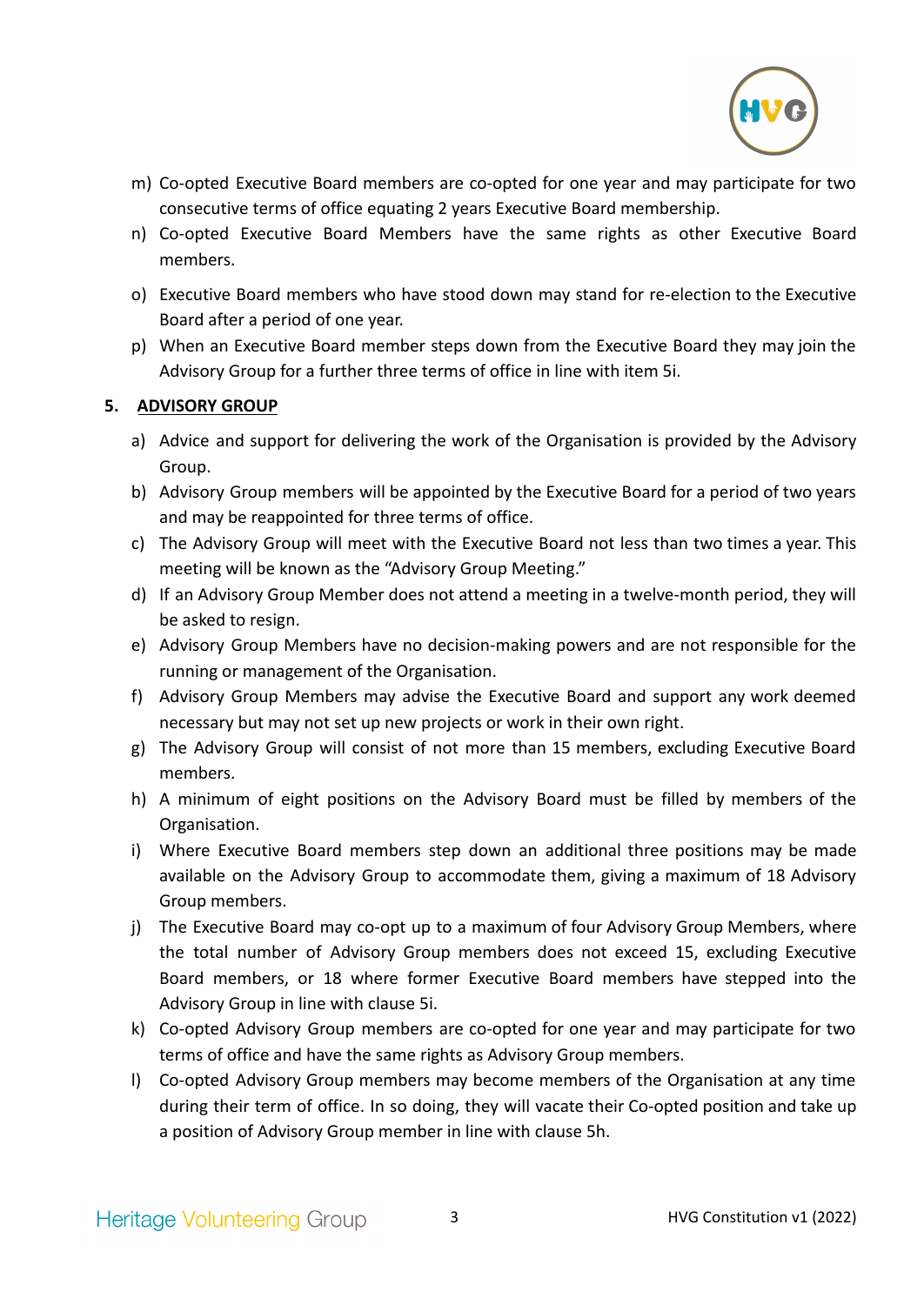m) Co-opted Executive Board members are co-opted for one year and may participate for two consecutive terms of office equating 2 years Executive Board membership.

n) Co-opted Executive Board Members have the same rights as other Executive Board members.

o) Executive Board members who have stood down may stand for re-election to the Executive Board after a period of one year.

p) When an Executive Board member steps down from the Executive Board they may join the Advisory Group for a further three terms of office in line with item 5i.

## 5. ADVISORY GROUP

a) Advice and support for delivering the work of the Organisation is provided by the Advisory Group.

b) Advisory Group members will be appointed by the Executive Board for a period of two years and may be reappointed for three terms of office.

c) The Advisory Group will meet with the Executive Board not less than two times a year. This meeting will be known as the “Advisory Group Meeting.”

d) If an Advisory Group Member does not attend a meeting in a twelve-month period, they will be asked to resign.

e) Advisory Group Members have no decision-making powers and are not responsible for the running or management of the Organisation.

f) Advisory Group Members may advise the Executive Board and support any work deemed necessary but may not set up new projects or work in their own right.

g) The Advisory Group will consist of not more than 15 members, excluding Executive Board members.

h) A minimum of eight positions on the Advisory Board must be filled by members of the Organisation.

i) Where Executive Board members step down an additional three positions may be made available on the Advisory Group to accommodate them, giving a maximum of 18 Advisory Group members.

j) The Executive Board may co-opt up to a maximum of four Advisory Group Members, where the total number of Advisory Group members does not exceed 15, excluding Executive Board members, or 18 where former Executive Board members have stepped into the Advisory Group in line with clause 5i.

k) Co-opted Advisory Group members are co-opted for one year and may participate for two terms of office and have the same rights as Advisory Group members.

l) Co-opted Advisory Group members may become members of the Organisation at any time during their term of office. In so doing, they will vacate their Co-opted position and take up a position of Advisory Group member in line with clause 5h.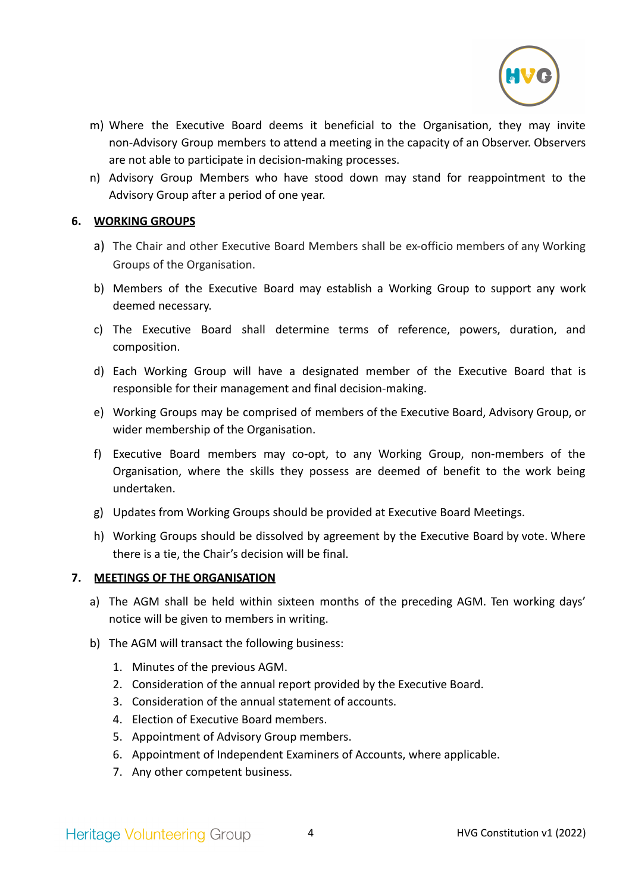m) Where the Executive Board deems it beneficial to the Organisation, they may invite non-Advisory Group members to attend a meeting in the capacity of an Observer. Observers are not able to participate in decision-making processes.

n) Advisory Group Members who have stood down may stand for reappointment to the Advisory Group after a period of one year.

## 6. WORKING GROUPS

a) The Chair and other Executive Board Members shall be ex-officio members of any Working Groups of the Organisation.

b) Members of the Executive Board may establish a Working Group to support any work deemed necessary.

c) The Executive Board shall determine terms of reference, powers, duration, and composition.

d) Each Working Group will have a designated member of the Executive Board that is responsible for their management and final decision-making.

e) Working Groups may be comprised of members of the Executive Board, Advisory Group, or wider membership of the Organisation.

f) Executive Board members may co-opt, to any Working Group, non-members of the Organisation, where the skills they possess are deemed of benefit to the work being undertaken.

g) Updates from Working Groups should be provided at Executive Board Meetings.

h) Working Groups should be dissolved by agreement by the Executive Board by vote. Where there is a tie, the Chair's decision will be final.

## 7. MEETINGS OF THE ORGANISATION

a) The AGM shall be held within sixteen months of the preceding AGM. Ten working days' notice will be given to members in writing.

b) The AGM will transact the following business:

1. Minutes of the previous AGM.
2. Consideration of the annual report provided by the Executive Board.
3. Consideration of the annual statement of accounts.
4. Election of Executive Board members.
5. Appointment of Advisory Group members.
6. Appointment of Independent Examiners of Accounts, where applicable.
7. Any other competent business.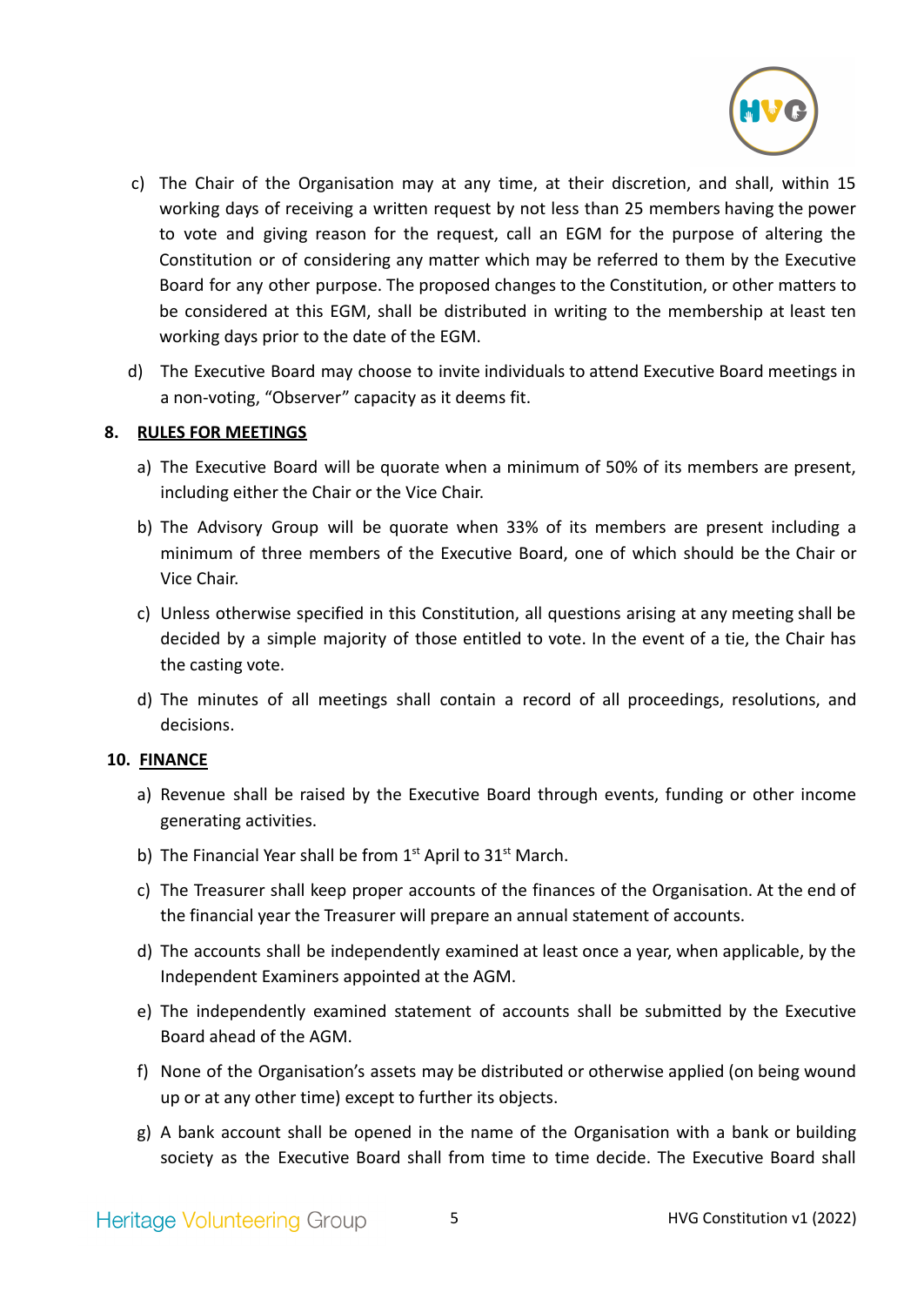c) The Chair of the Organisation may at any time, at their discretion, and shall, within 15 working days of receiving a written request by not less than 25 members having the power to vote and giving reason for the request, call an EGM for the purpose of altering the Constitution or of considering any matter which may be referred to them by the Executive Board for any other purpose. The proposed changes to the Constitution, or other matters to be considered at this EGM, shall be distributed in writing to the membership at least ten working days prior to the date of the EGM.

d) The Executive Board may choose to invite individuals to attend Executive Board meetings in a non-voting, "Observer" capacity as it deems fit.

**8. RULES FOR MEETINGS**

a) The Executive Board will be quorate when a minimum of 50% of its members are present, including either the Chair or the Vice Chair.

b) The Advisory Group will be quorate when 33% of its members are present including a minimum of three members of the Executive Board, one of which should be the Chair or Vice Chair.

c) Unless otherwise specified in this Constitution, all questions arising at any meeting shall be decided by a simple majority of those entitled to vote. In the event of a tie, the Chair has the casting vote.

d) The minutes of all meetings shall contain a record of all proceedings, resolutions, and decisions.

**10. FINANCE**

a) Revenue shall be raised by the Executive Board through events, funding or other income generating activities.

b) The Financial Year shall be from 1st April to 31st March.

c) The Treasurer shall keep proper accounts of the finances of the Organisation. At the end of the financial year the Treasurer will prepare an annual statement of accounts.

d) The accounts shall be independently examined at least once a year, when applicable, by the Independent Examiners appointed at the AGM.

e) The independently examined statement of accounts shall be submitted by the Executive Board ahead of the AGM.

f) None of the Organisation's assets may be distributed or otherwise applied (on being wound up or at any other time) except to further its objects.

g) A bank account shall be opened in the name of the Organisation with a bank or building society as the Executive Board shall from time to time decide. The Executive Board shall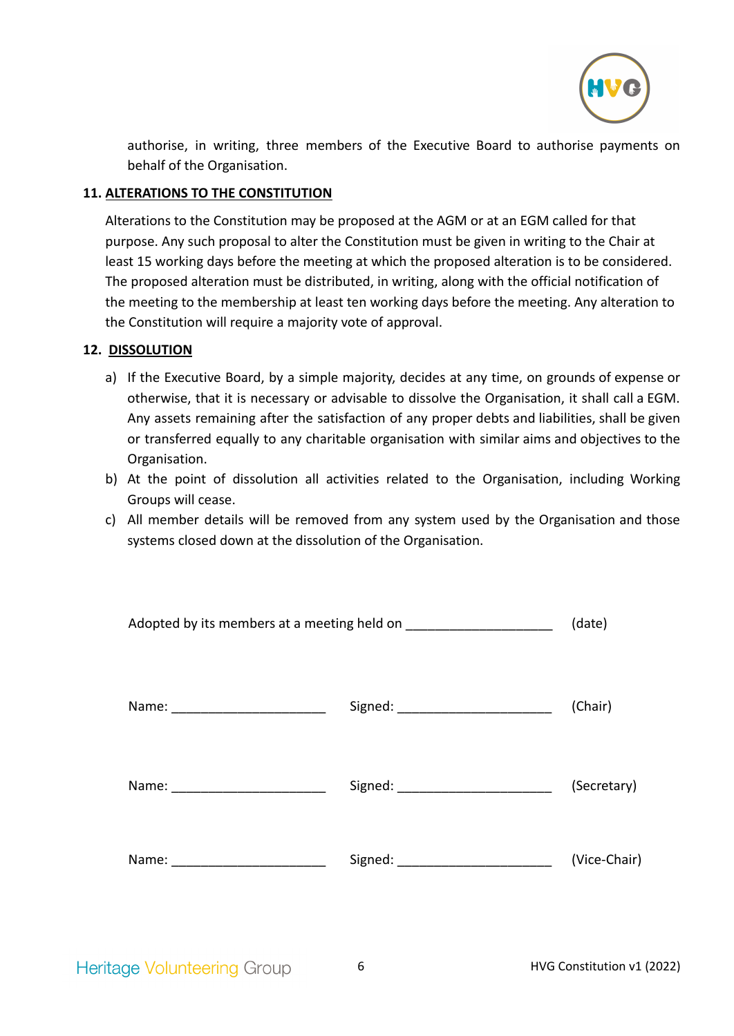authorise, in writing, three members of the Executive Board to authorise payments on behalf of the Organisation.

## 11. ALTERATIONS TO THE CONSTITUTION

Alterations to the Constitution may be proposed at the AGM or at an EGM called for that purpose. Any such proposal to alter the Constitution must be given in writing to the Chair at least 15 working days before the meeting at which the proposed alteration is to be considered. The proposed alteration must be distributed, in writing, along with the official notification of the meeting to the membership at least ten working days before the meeting. Any alteration to the Constitution will require a majority vote of approval.

## 12. DISSOLUTION

a) If the Executive Board, by a simple majority, decides at any time, on grounds of expense or otherwise, that it is necessary or advisable to dissolve the Organisation, it shall call a EGM. Any assets remaining after the satisfaction of any proper debts and liabilities, shall be given or transferred equally to any charitable organisation with similar aims and objectives to the Organisation.
b) At the point of dissolution all activities related to the Organisation, including Working Groups will cease.
c) All member details will be removed from any system used by the Organisation and those systems closed down at the dissolution of the Organisation.

Adopted by its members at a meeting held on ____________________ (date)

Name: _____________________ Signed: _____________________ (Chair)

Name: _____________________ Signed: _____________________ (Secretary)

Name: _____________________ Signed: _____________________ (Vice-Chair)